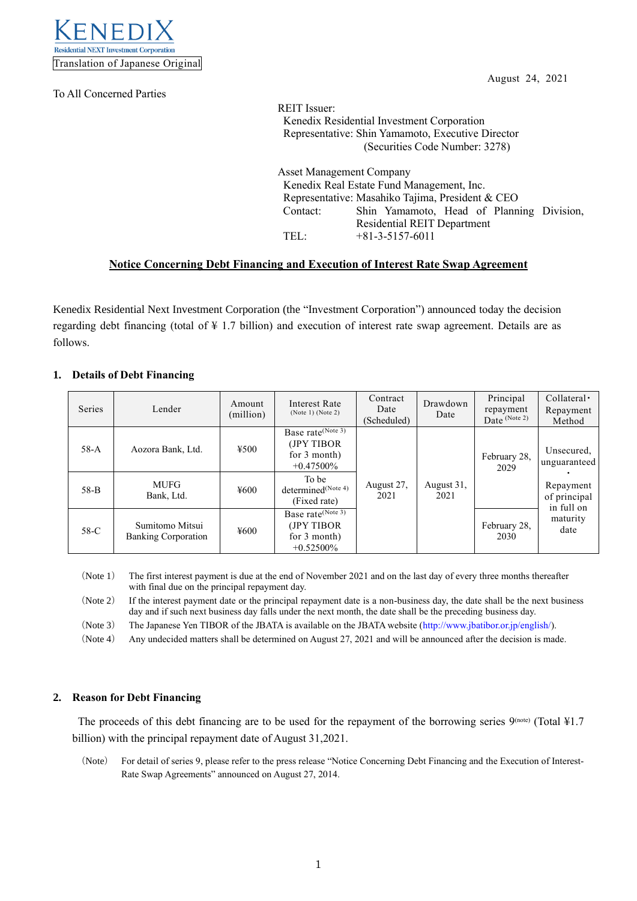KENEDIX
Residential NEXT Investment Corporation

Translation of Japanese Original

August 24, 2021

To All Concerned Parties

REIT Issuer:
Kenedix Residential Investment Corporation
Representative: Shin Yamamoto, Executive Director
(Securities Code Number: 3278)

Asset Management Company
Kenedix Real Estate Fund Management, Inc.
Representative: Masahiko Tajima, President & CEO
Contact: Shin Yamamoto, Head of Planning Division, Residential REIT Department
TEL: +81-3-5157-6011

## Notice Concerning Debt Financing and Execution of Interest Rate Swap Agreement

Kenedix Residential Next Investment Corporation (the "Investment Corporation") announced today the decision regarding debt financing (total of ¥ 1.7 billion) and execution of interest rate swap agreement. Details are as follows.

### 1. Details of Debt Financing

| Series | Lender | Amount (million) | Interest Rate (Note 1) (Note 2) | Contract Date (Scheduled) | Drawdown Date | Principal repayment Date (Note 2) | Collateral・Repayment Method |
|---|---|---|---|---|---|---|---|
| 58-A | Aozora Bank, Ltd. | ¥500 | Base rate(Note 3) (JPY TIBOR for 3 month) +0.47500% | August 27, 2021 | August 31, 2021 | February 28, 2029 | Unsecured, unguaranteed・Repayment of principal in full on maturity date |
| 58-B | MUFG Bank, Ltd. | ¥600 | To be determined(Note 4) (Fixed rate) | | | | |
| 58-C | Sumitomo Mitsui Banking Corporation | ¥600 | Base rate(Note 3) (JPY TIBOR for 3 month) +0.52500% | | | February 28, 2030 | |

(Note 1) The first interest payment is due at the end of November 2021 and on the last day of every three months thereafter with final due on the principal repayment day.

(Note 2) If the interest payment date or the principal repayment date is a non-business day, the date shall be the next business day and if such next business day falls under the next month, the date shall be the preceding business day.

(Note 3) The Japanese Yen TIBOR of the JBATA is available on the JBATA website (http://www.jbatibor.or.jp/english/).

(Note 4) Any undecided matters shall be determined on August 27, 2021 and will be announced after the decision is made.

### 2. Reason for Debt Financing

The proceeds of this debt financing are to be used for the repayment of the borrowing series 9(note) (Total ¥1.7 billion) with the principal repayment date of August 31,2021.

(Note) For detail of series 9, please refer to the press release "Notice Concerning Debt Financing and the Execution of Interest-Rate Swap Agreements" announced on August 27, 2014.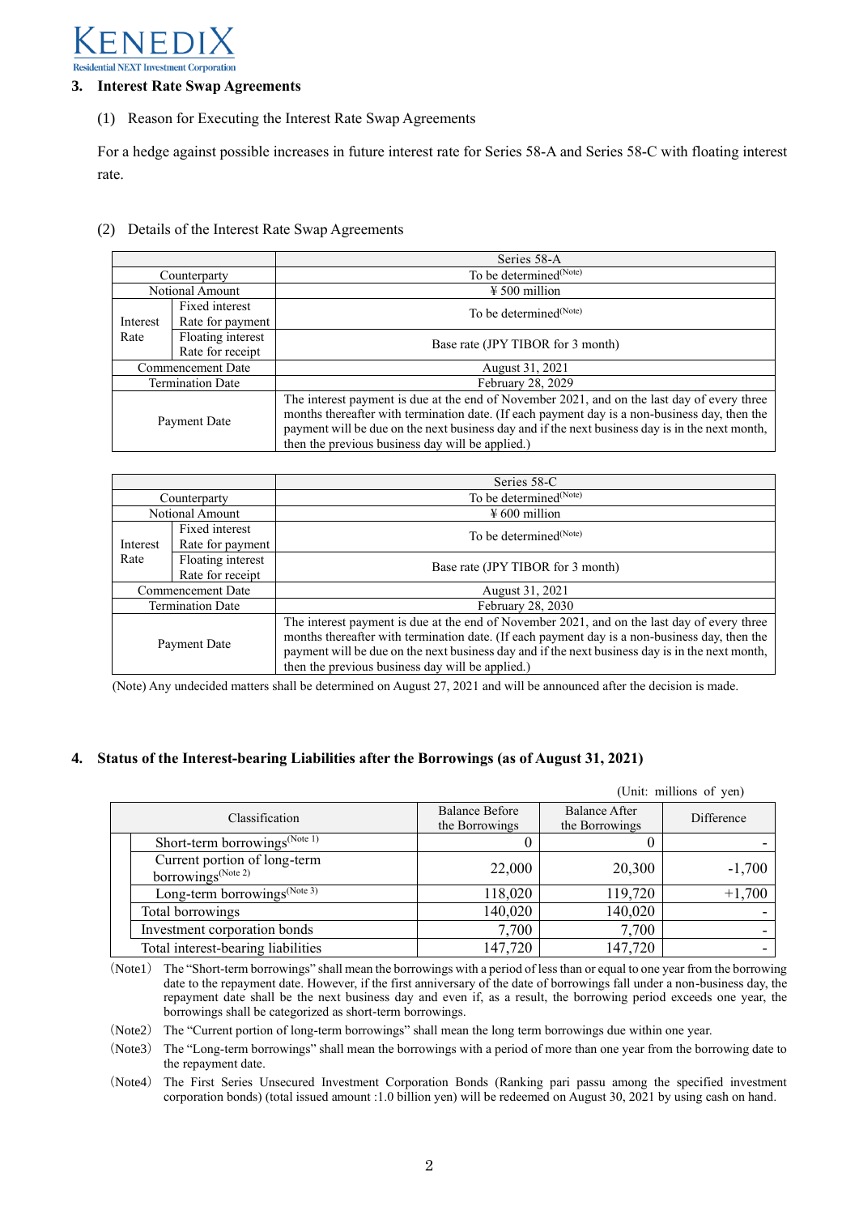## 3. Interest Rate Swap Agreements

(1) Reason for Executing the Interest Rate Swap Agreements

For a hedge against possible increases in future interest rate for Series 58-A and Series 58-C with floating interest rate.

(2) Details of the Interest Rate Swap Agreements

| | | Series 58-A |
|---|---|---|
| Counterparty | | To be determined(Note) |
| Notional Amount | | ¥ 500 million |
| Interest Rate | Fixed interest Rate for payment | To be determined(Note) |
| | Floating interest Rate for receipt | Base rate (JPY TIBOR for 3 month) |
| Commencement Date | | August 31, 2021 |
| Termination Date | | February 28, 2029 |
| Payment Date | | The interest payment is due at the end of November 2021, and on the last day of every three months thereafter with termination date. (If each payment day is a non-business day, then the payment will be due on the next business day and if the next business day is in the next month, then the previous business day will be applied.) |

| | | Series 58-C |
|---|---|---|
| Counterparty | | To be determined(Note) |
| Notional Amount | | ¥ 600 million |
| Interest Rate | Fixed interest Rate for payment | To be determined(Note) |
| | Floating interest Rate for receipt | Base rate (JPY TIBOR for 3 month) |
| Commencement Date | | August 31, 2021 |
| Termination Date | | February 28, 2030 |
| Payment Date | | The interest payment is due at the end of November 2021, and on the last day of every three months thereafter with termination date. (If each payment day is a non-business day, then the payment will be due on the next business day and if the next business day is in the next month, then the previous business day will be applied.) |

(Note) Any undecided matters shall be determined on August 27, 2021 and will be announced after the decision is made.

## 4. Status of the Interest-bearing Liabilities after the Borrowings (as of August 31, 2021)

(Unit: millions of yen)

| Classification | Balance Before the Borrowings | Balance After the Borrowings | Difference |
|---|---|---|---|
| Short-term borrowings(Note 1) | 0 | 0 | - |
| Current portion of long-term borrowings(Note 2) | 22,000 | 20,300 | -1,700 |
| Long-term borrowings(Note 3) | 118,020 | 119,720 | +1,700 |
| Total borrowings | 140,020 | 140,020 | - |
| Investment corporation bonds | 7,700 | 7,700 | - |
| Total interest-bearing liabilities | 147,720 | 147,720 | - |

(Note1) The "Short-term borrowings" shall mean the borrowings with a period of less than or equal to one year from the borrowing date to the repayment date. However, if the first anniversary of the date of borrowings fall under a non-business day, the repayment date shall be the next business day and even if, as a result, the borrowing period exceeds one year, the borrowings shall be categorized as short-term borrowings.

(Note2) The "Current portion of long-term borrowings" shall mean the long term borrowings due within one year.

(Note3) The "Long-term borrowings" shall mean the borrowings with a period of more than one year from the borrowing date to the repayment date.

(Note4) The First Series Unsecured Investment Corporation Bonds (Ranking pari passu among the specified investment corporation bonds) (total issued amount :1.0 billion yen) will be redeemed on August 30, 2021 by using cash on hand.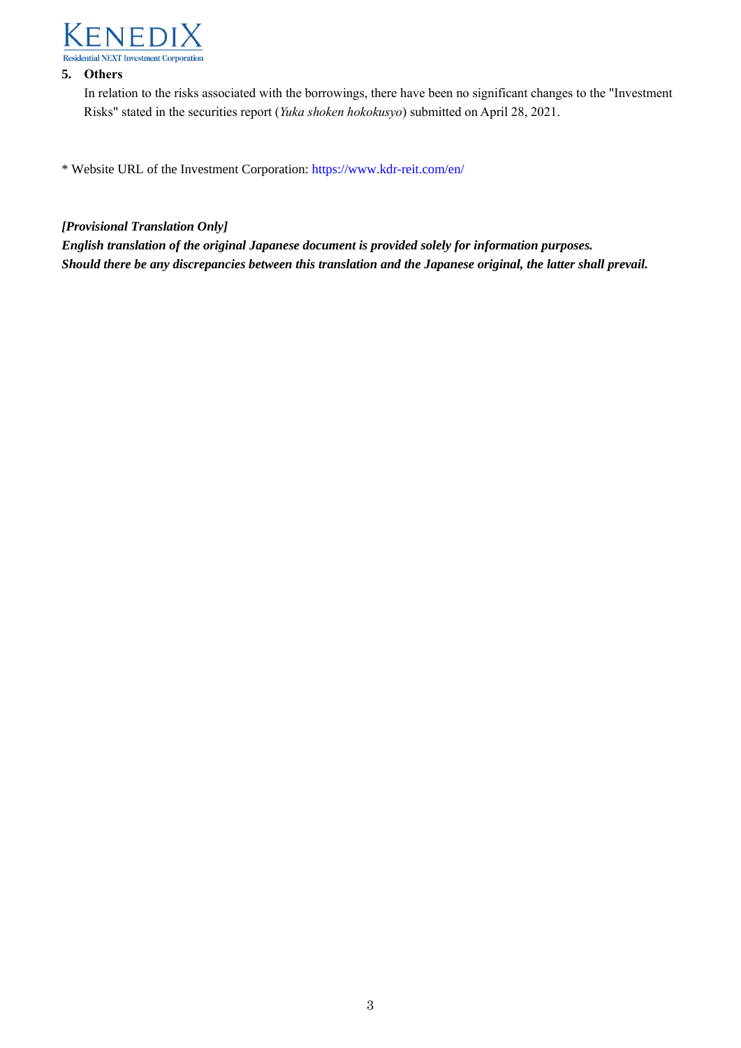## 5. Others

In relation to the risks associated with the borrowings, there have been no significant changes to the "Investment Risks" stated in the securities report (*Yuka shoken hokokusyo*) submitted on April 28, 2021.

* Website URL of the Investment Corporation: https://www.kdr-reit.com/en/

***[Provisional Translation Only]***

***English translation of the original Japanese document is provided solely for information purposes.***

***Should there be any discrepancies between this translation and the Japanese original, the latter shall prevail.***